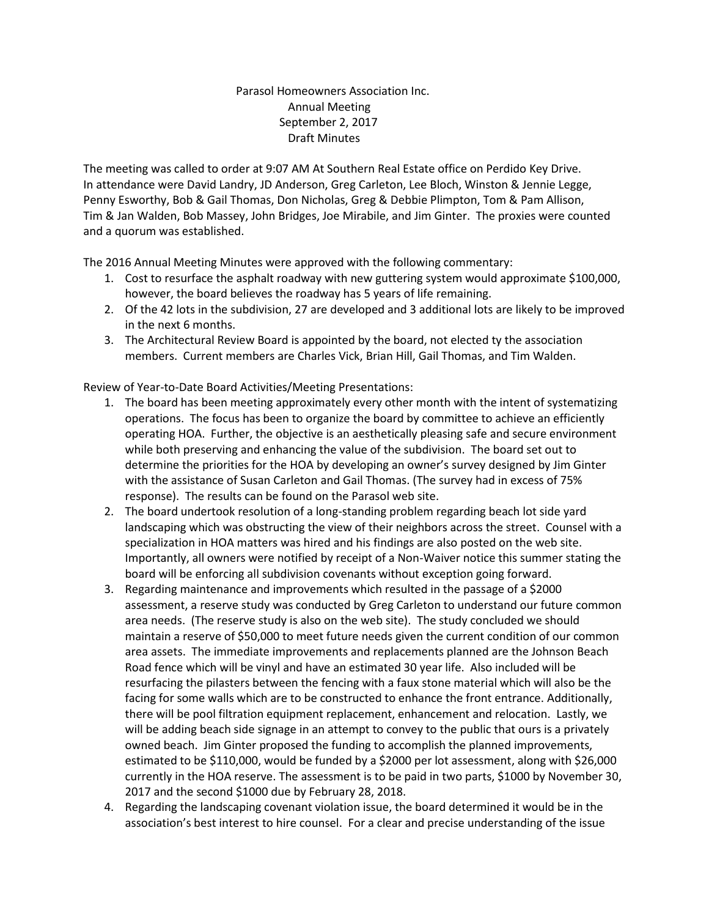Parasol Homeowners Association Inc.
Annual Meeting
September 2, 2017
Draft Minutes

The meeting was called to order at 9:07 AM At Southern Real Estate office on Perdido Key Drive. In attendance were David Landry, JD Anderson, Greg Carleton, Lee Bloch, Winston & Jennie Legge, Penny Esworthy, Bob & Gail Thomas, Don Nicholas, Greg & Debbie Plimpton, Tom & Pam Allison, Tim & Jan Walden, Bob Massey, John Bridges, Joe Mirabile, and Jim Ginter. The proxies were counted and a quorum was established.

The 2016 Annual Meeting Minutes were approved with the following commentary:

1. Cost to resurface the asphalt roadway with new guttering system would approximate $100,000, however, the board believes the roadway has 5 years of life remaining.
2. Of the 42 lots in the subdivision, 27 are developed and 3 additional lots are likely to be improved in the next 6 months.
3. The Architectural Review Board is appointed by the board, not elected ty the association members. Current members are Charles Vick, Brian Hill, Gail Thomas, and Tim Walden.

Review of Year-to-Date Board Activities/Meeting Presentations:

1. The board has been meeting approximately every other month with the intent of systematizing operations. The focus has been to organize the board by committee to achieve an efficiently operating HOA. Further, the objective is an aesthetically pleasing safe and secure environment while both preserving and enhancing the value of the subdivision. The board set out to determine the priorities for the HOA by developing an owner's survey designed by Jim Ginter with the assistance of Susan Carleton and Gail Thomas. (The survey had in excess of 75% response). The results can be found on the Parasol web site.
2. The board undertook resolution of a long-standing problem regarding beach lot side yard landscaping which was obstructing the view of their neighbors across the street. Counsel with a specialization in HOA matters was hired and his findings are also posted on the web site. Importantly, all owners were notified by receipt of a Non-Waiver notice this summer stating the board will be enforcing all subdivision covenants without exception going forward.
3. Regarding maintenance and improvements which resulted in the passage of a $2000 assessment, a reserve study was conducted by Greg Carleton to understand our future common area needs. (The reserve study is also on the web site). The study concluded we should maintain a reserve of $50,000 to meet future needs given the current condition of our common area assets. The immediate improvements and replacements planned are the Johnson Beach Road fence which will be vinyl and have an estimated 30 year life. Also included will be resurfacing the pilasters between the fencing with a faux stone material which will also be the facing for some walls which are to be constructed to enhance the front entrance. Additionally, there will be pool filtration equipment replacement, enhancement and relocation. Lastly, we will be adding beach side signage in an attempt to convey to the public that ours is a privately owned beach. Jim Ginter proposed the funding to accomplish the planned improvements, estimated to be $110,000, would be funded by a $2000 per lot assessment, along with $26,000 currently in the HOA reserve. The assessment is to be paid in two parts, $1000 by November 30, 2017 and the second $1000 due by February 28, 2018.
4. Regarding the landscaping covenant violation issue, the board determined it would be in the association's best interest to hire counsel. For a clear and precise understanding of the issue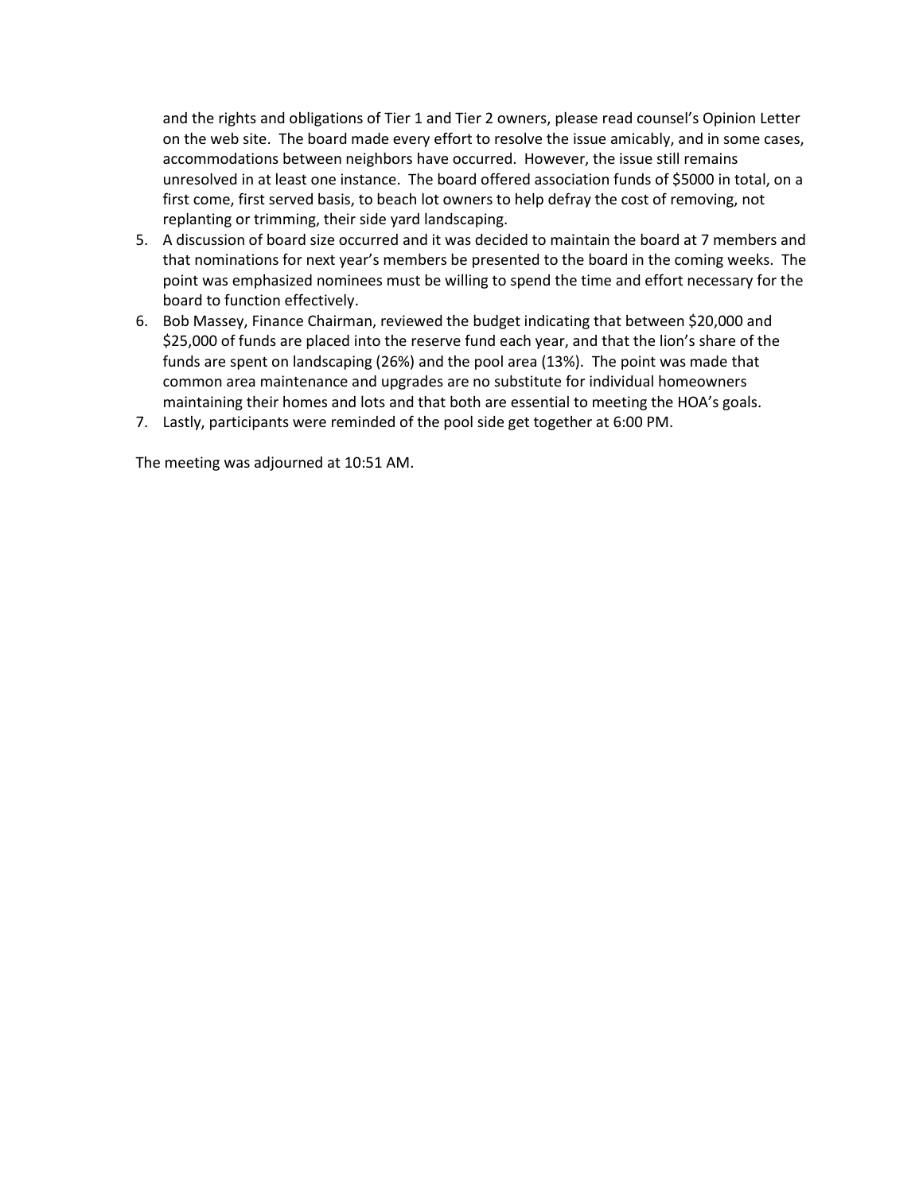and the rights and obligations of Tier 1 and Tier 2 owners, please read counsel's Opinion Letter on the web site. The board made every effort to resolve the issue amicably, and in some cases, accommodations between neighbors have occurred. However, the issue still remains unresolved in at least one instance. The board offered association funds of $5000 in total, on a first come, first served basis, to beach lot owners to help defray the cost of removing, not replanting or trimming, their side yard landscaping.

5. A discussion of board size occurred and it was decided to maintain the board at 7 members and that nominations for next year's members be presented to the board in the coming weeks. The point was emphasized nominees must be willing to spend the time and effort necessary for the board to function effectively.
6. Bob Massey, Finance Chairman, reviewed the budget indicating that between $20,000 and $25,000 of funds are placed into the reserve fund each year, and that the lion's share of the funds are spent on landscaping (26%) and the pool area (13%). The point was made that common area maintenance and upgrades are no substitute for individual homeowners maintaining their homes and lots and that both are essential to meeting the HOA's goals.
7. Lastly, participants were reminded of the pool side get together at 6:00 PM.

The meeting was adjourned at 10:51 AM.